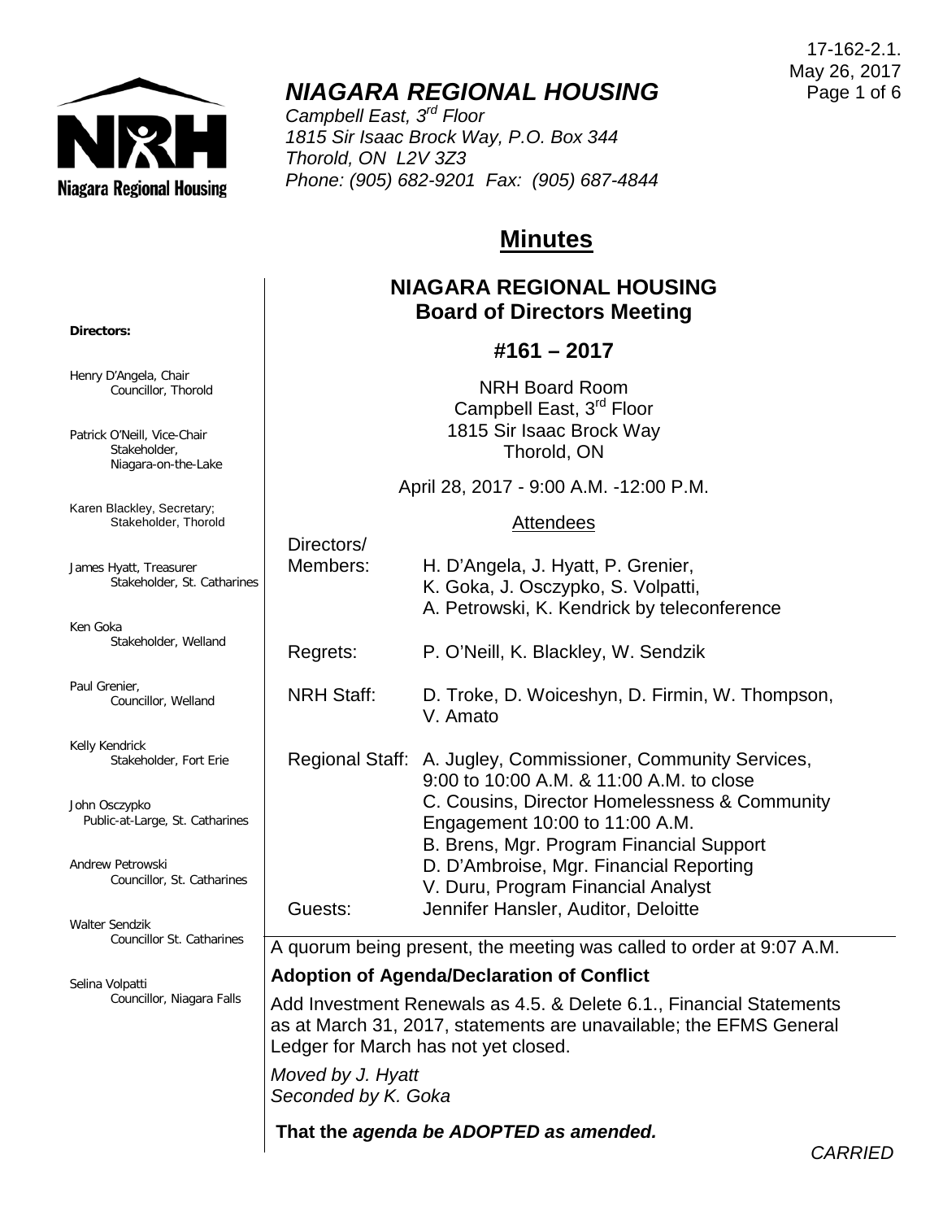17-162-2.1.
May 26, 2017

# *NIAGARA REGIONAL HOUSING*

*Campbell East, 3rd Floor*
*1815 Sir Isaac Brock Way, P.O. Box 344*
*Thorold, ON L2V 3Z3*
*Phone: (905) 682-9201 Fax: (905) 687-4844*

## Minutes

**Directors:**

Henry D'Angela, Chair
Councillor, Thorold

Patrick O'Neill, Vice-Chair
Stakeholder, Niagara-on-the-Lake

Karen Blackley, Secretary;
Stakeholder, Thorold

James Hyatt, Treasurer
Stakeholder, St. Catharines

Ken Goka
Stakeholder, Welland

Paul Grenier,
Councillor, Welland

Kelly Kendrick
Stakeholder, Fort Erie

John Osczypko
Public-at-Large, St. Catharines

Andrew Petrowski
Councillor, St. Catharines

Walter Sendzik
Councillor St. Catharines

Selina Volpatti
Councillor, Niagara Falls

### NIAGARA REGIONAL HOUSING
### Board of Directors Meeting

### #161 – 2017

NRH Board Room
Campbell East, 3rd Floor
1815 Sir Isaac Brock Way
Thorold, ON

April 28, 2017 - 9:00 A.M. -12:00 P.M.

Attendees

| | |
|---|---|
| Directors/ Members: | H. D'Angela, J. Hyatt, P. Grenier, K. Goka, J. Osczypko, S. Volpatti, A. Petrowski, K. Kendrick by teleconference |
| Regrets: | P. O'Neill, K. Blackley, W. Sendzik |
| NRH Staff: | D. Troke, D. Woiceshyn, D. Firmin, W. Thompson, V. Amato |
| Regional Staff: | A. Jugley, Commissioner, Community Services, 9:00 to 10:00 A.M. & 11:00 A.M. to close<br>C. Cousins, Director Homelessness & Community Engagement 10:00 to 11:00 A.M.<br>B. Brens, Mgr. Program Financial Support<br>D. D'Ambroise, Mgr. Financial Reporting<br>V. Duru, Program Financial Analyst |
| Guests: | Jennifer Hansler, Auditor, Deloitte |

A quorum being present, the meeting was called to order at 9:07 A.M.

**Adoption of Agenda/Declaration of Conflict**

Add Investment Renewals as 4.5. & Delete 6.1., Financial Statements as at March 31, 2017, statements are unavailable; the EFMS General Ledger for March has not yet closed.

*Moved by J. Hyatt*
*Seconded by K. Goka*

**That the *agenda be ADOPTED as amended.***

*CARRIED*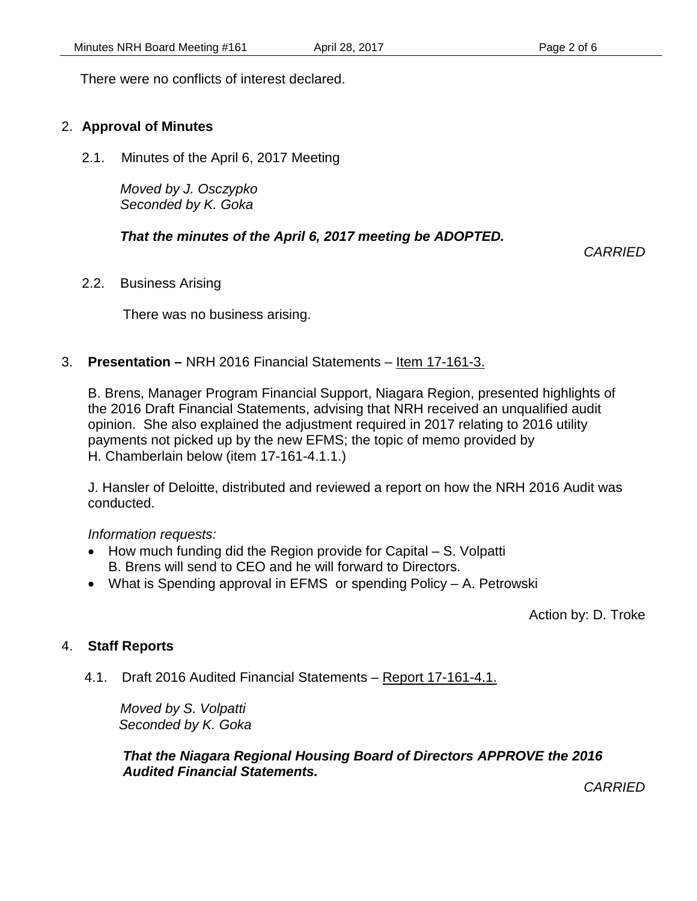There were no conflicts of interest declared.

## 2. **Approval of Minutes**

2.1. Minutes of the April 6, 2017 Meeting

*Moved by J. Osczypko*
*Seconded by K. Goka*

***That the minutes of the April 6, 2017 meeting be ADOPTED.***

*CARRIED*

2.2. Business Arising

There was no business arising.

## 3. **Presentation –** NRH 2016 Financial Statements – Item 17-161-3.

B. Brens, Manager Program Financial Support, Niagara Region, presented highlights of the 2016 Draft Financial Statements, advising that NRH received an unqualified audit opinion. She also explained the adjustment required in 2017 relating to 2016 utility payments not picked up by the new EFMS; the topic of memo provided by H. Chamberlain below (item 17-161-4.1.1.)

J. Hansler of Deloitte, distributed and reviewed a report on how the NRH 2016 Audit was conducted.

*Information requests:*

- How much funding did the Region provide for Capital – S. Volpatti
  B. Brens will send to CEO and he will forward to Directors.
- What is Spending approval in EFMS or spending Policy – A. Petrowski

Action by: D. Troke

## 4. **Staff Reports**

4.1. Draft 2016 Audited Financial Statements – Report 17-161-4.1.

*Moved by S. Volpatti*
*Seconded by K. Goka*

***That the Niagara Regional Housing Board of Directors APPROVE the 2016 Audited Financial Statements.***

*CARRIED*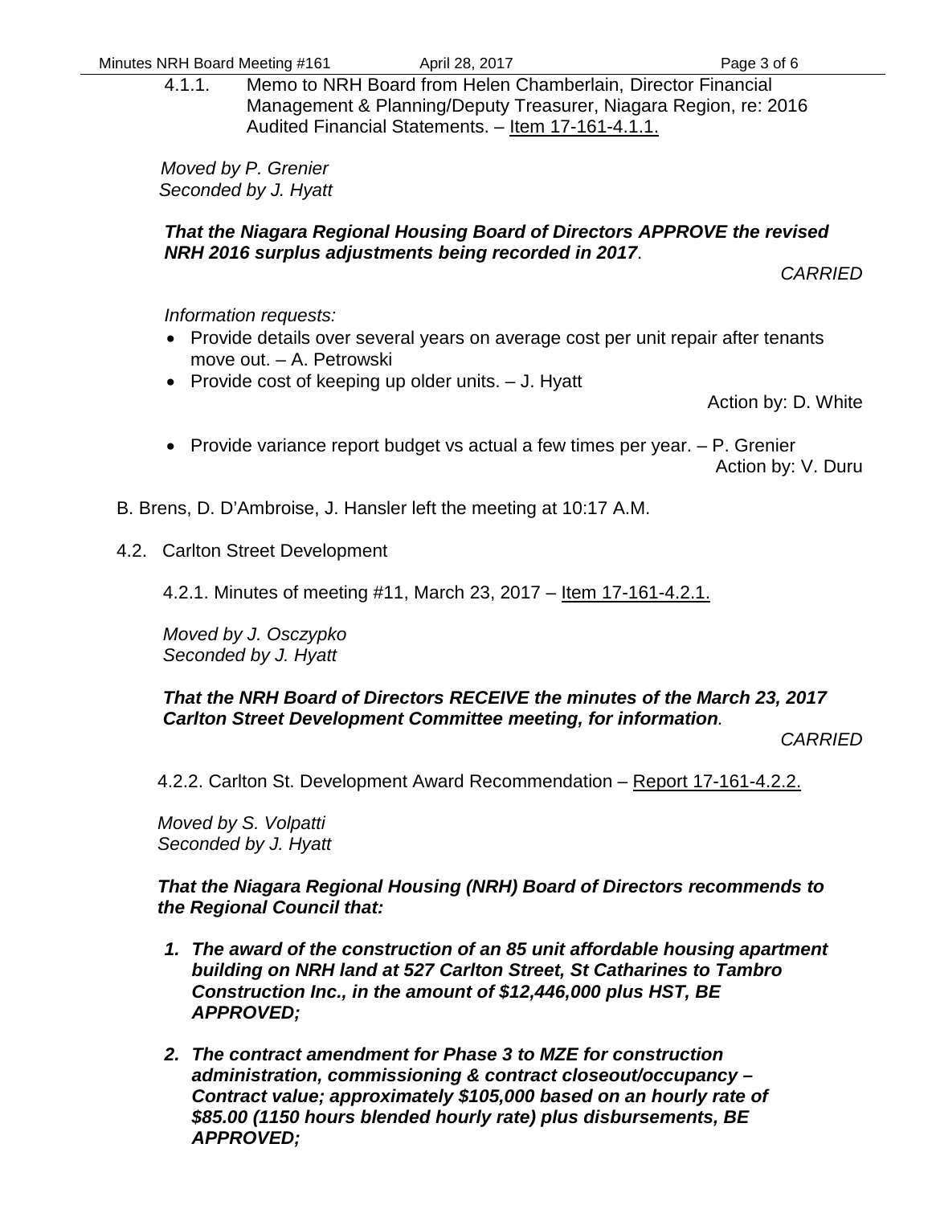4.1.1. Memo to NRH Board from Helen Chamberlain, Director Financial Management & Planning/Deputy Treasurer, Niagara Region, re: 2016 Audited Financial Statements. – Item 17-161-4.1.1.

*Moved by P. Grenier*
*Seconded by J. Hyatt*

***That the Niagara Regional Housing Board of Directors APPROVE the revised NRH 2016 surplus adjustments being recorded in 2017.***

*CARRIED*

*Information requests:*

- Provide details over several years on average cost per unit repair after tenants move out. – A. Petrowski
- Provide cost of keeping up older units. – J. Hyatt

Action by: D. White

- Provide variance report budget vs actual a few times per year. – P. Grenier

Action by: V. Duru

B. Brens, D. D'Ambroise, J. Hansler left the meeting at 10:17 A.M.

4.2. Carlton Street Development

4.2.1. Minutes of meeting #11, March 23, 2017 – Item 17-161-4.2.1.

*Moved by J. Osczypko*
*Seconded by J. Hyatt*

***That the NRH Board of Directors RECEIVE the minutes of the March 23, 2017 Carlton Street Development Committee meeting, for information.***

*CARRIED*

4.2.2. Carlton St. Development Award Recommendation – Report 17-161-4.2.2.

*Moved by S. Volpatti*
*Seconded by J. Hyatt*

***That the Niagara Regional Housing (NRH) Board of Directors recommends to the Regional Council that:***

1. ***The award of the construction of an 85 unit affordable housing apartment building on NRH land at 527 Carlton Street, St Catharines to Tambro Construction Inc., in the amount of $12,446,000 plus HST, BE APPROVED;***
2. ***The contract amendment for Phase 3 to MZE for construction administration, commissioning & contract closeout/occupancy – Contract value; approximately $105,000 based on an hourly rate of $85.00 (1150 hours blended hourly rate) plus disbursements, BE APPROVED;***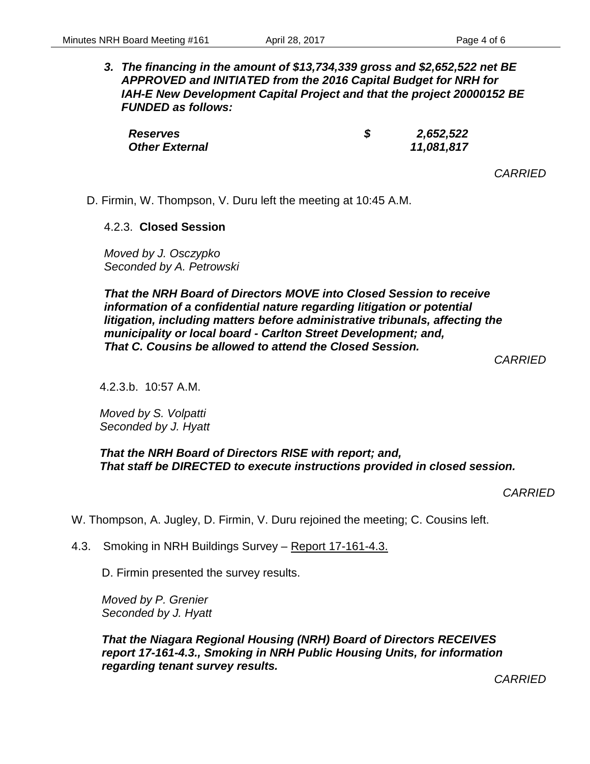***3. The financing in the amount of $13,734,339 gross and $2,652,522 net BE APPROVED and INITIATED from the 2016 Capital Budget for NRH for IAH-E New Development Capital Project and that the project 20000152 BE FUNDED as follows:***

| | | |
|---|---|---|
| ***Reserves*** | ***$*** | ***2,652,522*** |
| ***Other External*** | | ***11,081,817*** |

*CARRIED*

D. Firmin, W. Thompson, V. Duru left the meeting at 10:45 A.M.

4.2.3. **Closed Session**

*Moved by J. Osczypko*
*Seconded by A. Petrowski*

***That the NRH Board of Directors MOVE into Closed Session to receive information of a confidential nature regarding litigation or potential litigation, including matters before administrative tribunals, affecting the municipality or local board - Carlton Street Development; and,***
***That C. Cousins be allowed to attend the Closed Session.***

*CARRIED*

4.2.3.b. 10:57 A.M.

*Moved by S. Volpatti*
*Seconded by J. Hyatt*

***That the NRH Board of Directors RISE with report; and,***
***That staff be DIRECTED to execute instructions provided in closed session.***

*CARRIED*

W. Thompson, A. Jugley, D. Firmin, V. Duru rejoined the meeting; C. Cousins left.

4.3. Smoking in NRH Buildings Survey – Report 17-161-4.3.

D. Firmin presented the survey results.

*Moved by P. Grenier*
*Seconded by J. Hyatt*

***That the Niagara Regional Housing (NRH) Board of Directors RECEIVES report 17-161-4.3., Smoking in NRH Public Housing Units, for information regarding tenant survey results.***

*CARRIED*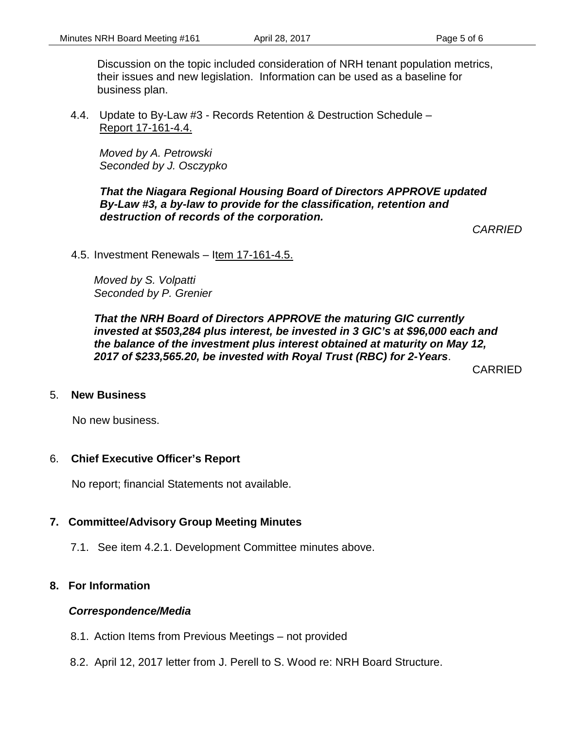Discussion on the topic included consideration of NRH tenant population metrics, their issues and new legislation. Information can be used as a baseline for business plan.

4.4. Update to By-Law #3 - Records Retention & Destruction Schedule – Report 17-161-4.4.

*Moved by A. Petrowski*
*Seconded by J. Osczypko*

***That the Niagara Regional Housing Board of Directors APPROVE updated By-Law #3, a by-law to provide for the classification, retention and destruction of records of the corporation.***

*CARRIED*

4.5. Investment Renewals – Item 17-161-4.5.

*Moved by S. Volpatti*
*Seconded by P. Grenier*

***That the NRH Board of Directors APPROVE the maturing GIC currently invested at $503,284 plus interest, be invested in 3 GIC's at $96,000 each and the balance of the investment plus interest obtained at maturity on May 12, 2017 of $233,565.20, be invested with Royal Trust (RBC) for 2-Years***.

CARRIED

## 5. New Business

No new business.

## 6. Chief Executive Officer's Report

No report; financial Statements not available.

## 7. Committee/Advisory Group Meeting Minutes

7.1. See item 4.2.1. Development Committee minutes above.

## 8. For Information

***Correspondence/Media***

8.1. Action Items from Previous Meetings – not provided

8.2. April 12, 2017 letter from J. Perell to S. Wood re: NRH Board Structure.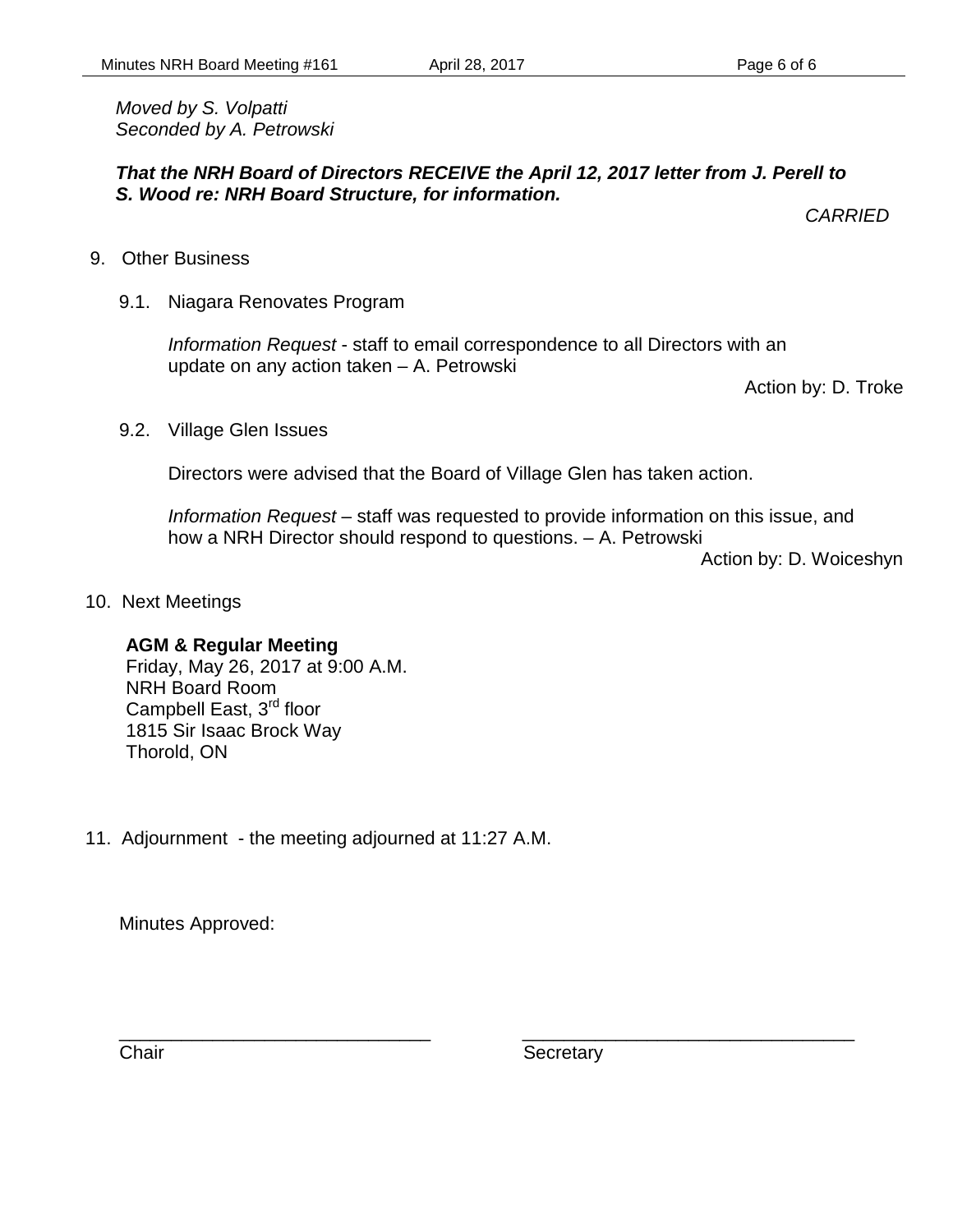*Moved by S. Volpatti*
*Seconded by A. Petrowski*

***That the NRH Board of Directors RECEIVE the April 12, 2017 letter from J. Perell to S. Wood re: NRH Board Structure, for information.***

*CARRIED*

9. Other Business

9.1. Niagara Renovates Program

*Information Request* - staff to email correspondence to all Directors with an update on any action taken – A. Petrowski

Action by: D. Troke

9.2. Village Glen Issues

Directors were advised that the Board of Village Glen has taken action.

*Information Request* – staff was requested to provide information on this issue, and how a NRH Director should respond to questions. – A. Petrowski

Action by: D. Woiceshyn

10. Next Meetings

**AGM & Regular Meeting**
Friday, May 26, 2017 at 9:00 A.M.
NRH Board Room
Campbell East, 3rd floor
1815 Sir Isaac Brock Way
Thorold, ON

11. Adjournment - the meeting adjourned at 11:27 A.M.

Minutes Approved:

\_\_\_\_\_\_\_\_\_\_\_\_\_\_\_\_\_\_\_\_\_\_\_\_\_\_\_\_\_\_ Chair

\_\_\_\_\_\_\_\_\_\_\_\_\_\_\_\_\_\_\_\_\_\_\_\_\_\_\_\_\_\_ Secretary